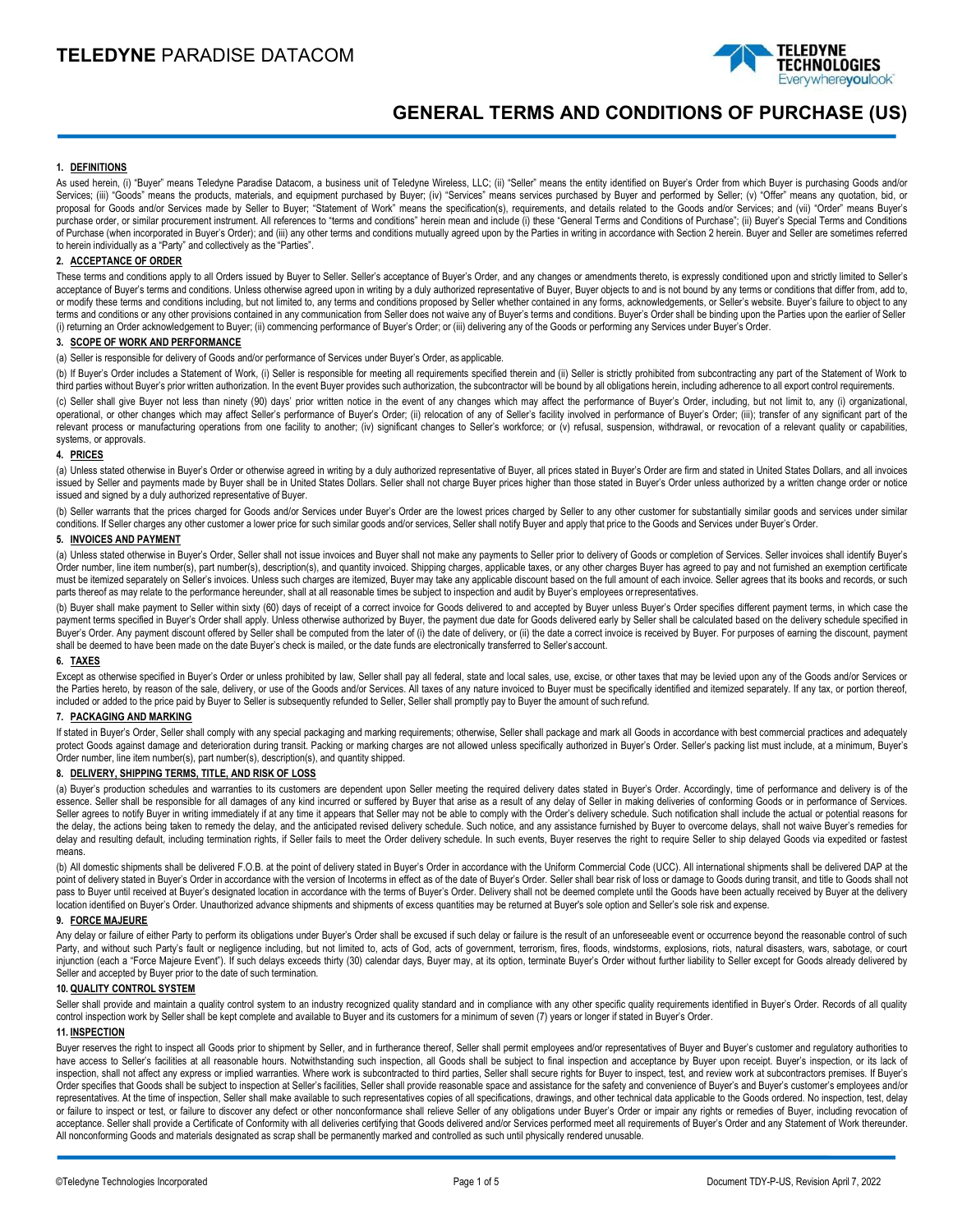# TELEDYNE PARADISE DATACOM

# GENERAL TERMS AND CONDITIONS OF PURCHASE (US)

## 1. DEFINITIONS

As used herein, (i) "Buyer" means Teledyne Paradise Datacom, a business unit of Teledyne Wireless, LLC; (ii) "Seller" means the entity identified on Buyer's Order from which Buyer is purchasing Goods and/or Services; (iii) "Goods" means the products, materials, and equipment purchased by Buyer; (iv) "Services" means services purchased by Buyer and performed by Seller; (v) "Offer" means any quotation, bid, or proposal for Goods and/or Services made by Seller to Buyer; "Statement of Work" means the specification(s), requirements, and details related to the Goods and/or Services; and (vii) "Order" means Buyer's purchase order, or similar procurement instrument. All references to "terms and conditions" herein mean and include (i) these "General Terms and Conditions of Purchase"; (ii) Buyer's Special Terms and Conditions of Purchase (when incorporated in Buyer's Order); and (iii) any other terms and conditions mutually agreed upon by the Parties in writing in accordance with Section 2 herein. Buyer and Seller are sometimes referred to herein individually as a "Party" and collectively as the "Parties".

## 2. ACCEPTANCE OF ORDER

These terms and conditions apply to all Orders issued by Buyer to Seller. Seller's acceptance of Buyer's Order, and any changes or amendments thereto, is expressly conditioned upon and strictly limited to Seller's acceptance of Buyer's terms and conditions. Unless otherwise agreed upon in writing by a duly authorized representative of Buyer, Buyer objects to and is not bound by any terms or conditions that differ from, add to, or modify these terms and conditions including, but not limited to, any terms and conditions proposed by Seller whether contained in any forms, acknowledgements, or Seller's website. Buyer's failure to object to any terms and conditions or any other provisions contained in any communication from Seller does not waive any of Buyer's terms and conditions. Buyer's Order shall be binding upon the Parties upon the earlier of Seller (i) returning an Order acknowledgement to Buyer; (ii) commencing performance of Buyer's Order; or (iii) delivering any of the Goods or performing any Services under Buyer's Order.

## 3. SCOPE OF WORK AND PERFORMANCE

(a) Seller is responsible for delivery of Goods and/or performance of Services under Buyer's Order, as applicable.

(b) If Buyer's Order includes a Statement of Work, (i) Seller is responsible for meeting all requirements specified therein and (ii) Seller is strictly prohibited from subcontracting any part of the Statement of Work to third parties without Buyer's prior written authorization. In the event Buyer provides such authorization, the subcontractor will be bound by all obligations herein, including adherence to all export control requirements.

(c) Seller shall give Buyer not less than ninety (90) days' prior written notice in the event of any changes which may affect the performance of Buyer's Order, including, but not limit to, any (i) organizational, operational, or other changes which may affect Seller's performance of Buyer's Order; (ii) relocation of any of Seller's facility involved in performance of Buyer's Order; (iii); transfer of any significant part of the relevant process or manufacturing operations from one facility to another; (iv) significant changes to Seller's workforce; or (v) refusal, suspension, withdrawal, or revocation of a relevant quality or capabilities, systems, or approvals.

## 4. PRICES

(a) Unless stated otherwise in Buyer's Order or otherwise agreed in writing by a duly authorized representative of Buyer, all prices stated in Buyer's Order are firm and stated in United States Dollars, and all invoices issued by Seller and payments made by Buyer shall be in United States Dollars. Seller shall not charge Buyer prices higher than those stated in Buyer's Order unless authorized by a written change order or notice issued and signed by a duly authorized representative of Buyer.

(b) Seller warrants that the prices charged for Goods and/or Services under Buyer's Order are the lowest prices charged by Seller to any other customer for substantially similar goods and services under similar conditions. If Seller charges any other customer a lower price for such similar goods and/or services, Seller shall notify Buyer and apply that price to the Goods and Services under Buyer's Order.

## 5. INVOICES AND PAYMENT

(a) Unless stated otherwise in Buyer's Order, Seller shall not issue invoices and Buyer shall not make any payments to Seller prior to delivery of Goods or completion of Services. Seller invoices shall identify Buyer's Order number, line item number(s), part number(s), description(s), and quantity invoiced. Shipping charges, applicable taxes, or any other charges Buyer has agreed to pay and not furnished an exemption certificate must be itemized separately on Seller's invoices. Unless such charges are itemized, Buyer may take any applicable discount based on the full amount of each invoice. Seller agrees that its books and records, or such parts thereof as may relate to the performance hereunder, shall at all reasonable times be subject to inspection and audit by Buyer's employees or representatives.

(b) Buyer shall make payment to Seller within sixty (60) days of receipt of a correct invoice for Goods delivered to and accepted by Buyer unless Buyer's Order specifies different payment terms, in which case the payment terms specified in Buyer's Order shall apply. Unless otherwise authorized by Buyer, the payment due date for Goods delivered early by Seller shall be calculated based on the delivery schedule specified in Buyer's Order. Any payment discount offered by Seller shall be computed from the later of (i) the date of delivery, or (ii) the date a correct invoice is received by Buyer. For purposes of earning the discount, payment shall be deemed to have been made on the date Buyer's check is mailed, or the date funds are electronically transferred to Seller's account.

## 6. TAXES

Except as otherwise specified in Buyer's Order or unless prohibited by law, Seller shall pay all federal, state and local sales, use, excise, or other taxes that may be levied upon any of the Goods and/or Services or the Parties hereto, by reason of the sale, delivery, or use of the Goods and/or Services. All taxes of any nature invoiced to Buyer must be specifically identified and itemized separately. If any tax, or portion thereof, included or added to the price paid by Buyer to Seller is subsequently refunded to Seller, Seller shall promptly pay to Buyer the amount of such refund.

## 7. PACKAGING AND MARKING

If stated in Buyer's Order, Seller shall comply with any special packaging and marking requirements; otherwise, Seller shall package and mark all Goods in accordance with best commercial practices and adequately protect Goods against damage and deterioration during transit. Packing or marking charges are not allowed unless specifically authorized in Buyer's Order. Seller's packing list must include, at a minimum, Buyer's Order number, line item number(s), part number(s), description(s), and quantity shipped.

## 8. DELIVERY, SHIPPING TERMS, TITLE, AND RISK OF LOSS

(a) Buyer's production schedules and warranties to its customers are dependent upon Seller meeting the required delivery dates stated in Buyer's Order. Accordingly, time of performance and delivery is of the essence. Seller shall be responsible for all damages of any kind incurred or suffered by Buyer that arise as a result of any delay of Seller in making deliveries of conforming Goods or in performance of Services. Seller agrees to notify Buyer in writing immediately if at any time it appears that Seller may not be able to comply with the Order's delivery schedule. Such notification shall include the actual or potential reasons for the delay, the actions being taken to remedy the delay, and the anticipated revised delivery schedule. Such notice, and any assistance furnished by Buyer to overcome delays, shall not waive Buyer's remedies for delay and resulting default, including termination rights, if Seller fails to meet the Order delivery schedule. In such events, Buyer reserves the right to require Seller to ship delayed Goods via expedited or fastest means.

(b) All domestic shipments shall be delivered F.O.B. at the point of delivery stated in Buyer's Order in accordance with the Uniform Commercial Code (UCC). All international shipments shall be delivered DAP at the point of delivery stated in Buyer's Order in accordance with the version of Incoterms in effect as of the date of Buyer's Order. Seller shall bear risk of loss or damage to Goods during transit, and title to Goods shall not pass to Buyer until received at Buyer's designated location in accordance with the terms of Buyer's Order. Delivery shall not be deemed complete until the Goods have been actually received by Buyer at the delivery location identified on Buyer's Order. Unauthorized advance shipments and shipments of excess quantities may be returned at Buyer's sole option and Seller's sole risk and expense.

## 9. FORCE MAJEURE

Any delay or failure of either Party to perform its obligations under Buyer's Order shall be excused if such delay or failure is the result of an unforeseeable event or occurrence beyond the reasonable control of such Party, and without such Party's fault or negligence including, but not limited to, acts of God, acts of government, terrorism, fires, floods, windstorms, explosions, riots, natural disasters, wars, sabotage, or court injunction (each a "Force Majeure Event"). If such delays exceeds thirty (30) calendar days, Buyer may, at its option, terminate Buyer's Order without further liability to Seller except for Goods already delivered by Seller and accepted by Buyer prior to the date of such termination.

## 10. QUALITY CONTROL SYSTEM

Seller shall provide and maintain a quality control system to an industry recognized quality standard and in compliance with any other specific quality requirements identified in Buyer's Order. Records of all quality control inspection work by Seller shall be kept complete and available to Buyer and its customers for a minimum of seven (7) years or longer if stated in Buyer's Order.

## 11. INSPECTION

Buyer reserves the right to inspect all Goods prior to shipment by Seller, and in furtherance thereof, Seller shall permit employees and/or representatives of Buyer and Buyer's customer and regulatory authorities to have access to Seller's facilities at all reasonable hours. Notwithstanding such inspection, all Goods shall be subject to final inspection and acceptance by Buyer upon receipt. Buyer's inspection, or its lack of inspection, shall not affect any express or implied warranties. Where work is subcontracted to third parties, Seller shall secure rights for Buyer to inspect, test, and review work at subcontractors premises. If Buyer's Order specifies that Goods shall be subject to inspection at Seller's facilities, Seller shall provide reasonable space and assistance for the safety and convenience of Buyer's and Buyer's customer's employees and/or representatives. At the time of inspection, Seller shall make available to such representatives copies of all specifications, drawings, and other technical data applicable to the Goods ordered. No inspection, test, delay or failure to inspect or test, or failure to discover any defect or other nonconformance shall relieve Seller of any obligations under Buyer's Order or impair any rights or remedies of Buyer, including revocation of acceptance. Seller shall provide a Certificate of Conformity with all deliveries certifying that Goods delivered and/or Services performed meet all requirements of Buyer's Order and any Statement of Work thereunder. All nonconforming Goods and materials designated as scrap shall be permanently marked and controlled as such until physically rendered unusable.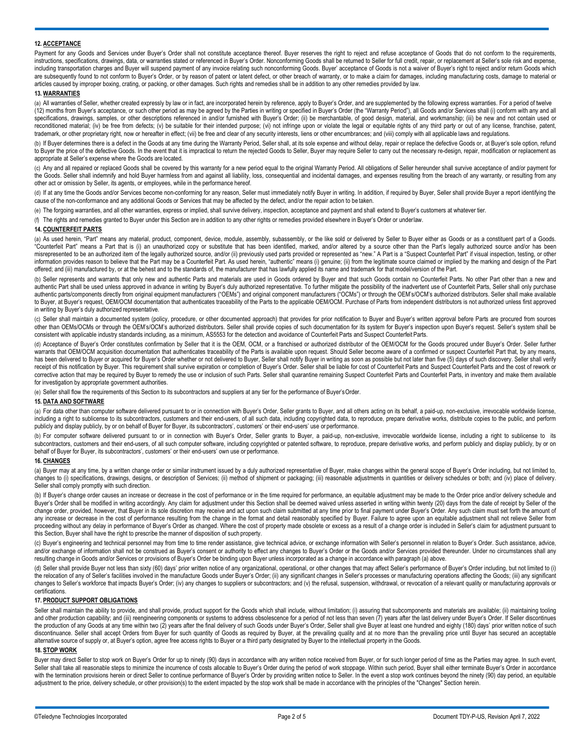## 12. ACCEPTANCE

Payment for any Goods and Services under Buyer's Order shall not constitute acceptance thereof. Buyer reserves the right to reject and refuse acceptance of Goods that do not conform to the requirements, instructions, specifications, drawings, data, or warranties stated or referenced in Buyer's Order. Nonconforming Goods shall be returned to Seller for full credit, repair, or replacement at Seller's sole risk and expense, including transportation charges and Buyer will suspend payment of any invoice relating such nonconforming Goods. Buyer' acceptance of Goods is not a waiver of Buyer's right to reject and/or return Goods which are subsequently found to not conform to Buyer's Order, or by reason of patent or latent defect, or other breach of warranty, or to make a claim for damages, including manufacturing costs, damage to material or articles caused by improper boxing, crating, or packing, or other damages. Such rights and remedies shall be in addition to any other remedies provided by law.

## 13. WARRANTIES

(a) All warranties of Seller, whether created expressly by law or in fact, are incorporated herein by reference, apply to Buyer's Order, and are supplemented by the following express warranties. For a period of twelve (12) months from Buyer's acceptance, or such other period as may be agreed by the Parties in writing or specified in Buyer's Order (the "Warranty Period"), all Goods and/or Services shall (i) conform with any and all specifications, drawings, samples, or other descriptions referenced in and/or furnished with Buyer's Order; (ii) be merchantable, of good design, material, and workmanship; (iii) be new and not contain used or reconditioned material; (iv) be free from defects; (v) be suitable for their intended purpose; (vi) not infringe upon or violate the legal or equitable rights of any third party or out of any license, franchise, patent, trademark, or other proprietary right, now or hereafter in effect; (vii) be free and clear of any security interests, liens or other encumbrances; and (viii) comply with all applicable laws and regulations.

(b) If Buyer determines there is a defect in the Goods at any time during the Warranty Period, Seller shall, at its sole expense and without delay, repair or replace the defective Goods or, at Buyer's sole option, refund to Buyer the price of the defective Goods. In the event that it is impractical to return the rejected Goods to Seller, Buyer may require Seller to carry out the necessary re-design, repair, modification or replacement as appropriate at Seller's expense where the Goods are located.

(c) Any and all repaired or replaced Goods shall be covered by this warranty for a new period equal to the original Warranty Period. All obligations of Seller hereunder shall survive acceptance of and/or payment for the Goods. Seller shall indemnify and hold Buyer harmless from and against all liability, loss, consequential and incidental damages, and expenses resulting from the breach of any warranty, or resulting from any other act or omission by Seller, its agents, or employees, while in the performance hereof.

(d) If at any time the Goods and/or Services become non-conforming for any reason, Seller must immediately notify Buyer in writing. In addition, if required by Buyer, Seller shall provide Buyer a report identifying the cause of the non-conformance and any additional Goods or Services that may be affected by the defect, and/or the repair action to be taken.

(e) The forgoing warranties, and all other warranties, express or implied, shall survive delivery, inspection, acceptance and payment and shall extend to Buyer's customers at whatever tier.

(f) The rights and remedies granted to Buyer under this Section are in addition to any other rights or remedies provided elsewhere in Buyer's Order or under law.

## 14. COUNTERFEIT PARTS

(a) As used herein, "Part" means any material, product, component, device, module, assembly, subassembly, or the like sold or delivered by Seller to Buyer either as Goods or as a constituent part of a Goods. "Counterfeit Part" means a Part that is (i) an unauthorized copy or substitute that has been identified, marked, and/or altered by a source other than the Part's legally authorized source and/or has been misrepresented to be an authorized item of the legally authorized source, and/or (ii) previously used parts provided or represented as "new." A Part is a "Suspect Counterfeit Part" if visual inspection, testing, or other information provides reason to believe that the Part may be a Counterfeit Part. As used herein, "authentic" means (i) genuine; (ii) from the legitimate source claimed or implied by the marking and design of the Part offered; and (iii) manufactured by, or at the behest and to the standards of, the manufacturer that has lawfully applied its name and trademark for that model/version of the Part.

(b) Seller represents and warrants that only new and authentic Parts and materials are used in Goods ordered by Buyer and that such Goods contain no Counterfeit Parts. No other Part other than a new and authentic Part shall be used unless approved in advance in writing by Buyer's duly authorized representative. To further mitigate the possibility of the inadvertent use of Counterfeit Parts, Seller shall only purchase authentic parts/components directly from original equipment manufacturers ("OEMs") and original component manufacturers ("OCMs") or through the OEM's/OCM's authorized distributors. Seller shall make available to Buyer, at Buyer's request, OEM/OCM documentation that authenticates traceability of the Parts to the applicable OEM/OCM. Purchase of Parts from independent distributors is not authorized unless first approved in writing by Buyer's duly authorized representative.

(c) Seller shall maintain a documented system (policy, procedure, or other documented approach) that provides for prior notification to Buyer and Buyer's written approval before Parts are procured from sources other than OEMs/OCMs or through the OEM's/OCM's authorized distributors. Seller shall provide copies of such documentation for its system for Buyer's inspection upon Buyer's request. Seller's system shall be consistent with applicable industry standards including, as a minimum, AS5553 for the detection and avoidance of Counterfeit Parts and Suspect Counterfeit Parts.

(d) Acceptance of Buyer's Order constitutes confirmation by Seller that it is the OEM, OCM, or a franchised or authorized distributor of the OEM/OCM for the Goods procured under Buyer's Order. Seller further warrants that OEM/OCM acquisition documentation that authenticates traceability of the Parts is available upon request. Should Seller become aware of a confirmed or suspect Counterfeit Part that, by any means, has been delivered to Buyer or acquired for Buyer's Order whether or not delivered to Buyer, Seller shall notify Buyer in writing as soon as possible but not later than five (5) days of such discovery. Seller shall verify receipt of this notification by Buyer. This requirement shall survive expiration or completion of Buyer's Order. Seller shall be liable for cost of Counterfeit Parts and Suspect Counterfeit Parts and the cost of rework or corrective action that may be required by Buyer to remedy the use or inclusion of such Parts. Seller shall quarantine remaining Suspect Counterfeit Parts and Counterfeit Parts, in inventory and make them available for investigation by appropriate government authorities.

(e) Seller shall flow the requirements of this Section to its subcontractors and suppliers at any tier for the performance of Buyer's Order.

## 15. DATA AND SOFTWARE

(a) For data other than computer software delivered pursuant to or in connection with Buyer's Order, Seller grants to Buyer, and all others acting on its behalf, a paid-up, non-exclusive, irrevocable worldwide license, including a right to sublicense to its subcontractors, customers and their end-users, of all such data, including copyrighted data, to reproduce, prepare derivative works, distribute copies to the public, and perform publicly and display publicly, by or on behalf of Buyer for Buyer, its subcontractors', customers' or their end-users' use or performance.

(b) For computer software delivered pursuant to or in connection with Buyer's Order, Seller grants to Buyer, a paid-up, non-exclusive, irrevocable worldwide license, including a right to sublicense to its subcontractors, customers and their end-users, of all such computer software, including copyrighted or patented software, to reproduce, prepare derivative works, and perform publicly and display publicly, by or on behalf of Buyer for Buyer, its subcontractors', customers' or their end-users' own use or performance.

## 16. CHANGES

(a) Buyer may at any time, by a written change order or similar instrument issued by a duly authorized representative of Buyer, make changes within the general scope of Buyer's Order including, but not limited to, changes to (i) specifications, drawings, designs, or description of Services; (ii) method of shipment or packaging; (iii) reasonable adjustments in quantities or delivery schedules or both; and (iv) place of delivery. Seller shall comply promptly with such direction.

(b) If Buyer's change order causes an increase or decrease in the cost of performance or in the time required for performance, an equitable adjustment may be made to the Order price and/or delivery schedule and Buyer's Order shall be modified in writing accordingly. Any claim for adjustment under this Section shall be deemed waived unless asserted in writing within twenty (20) days from the date of receipt by Seller of the change order, provided, however, that Buyer in its sole discretion may receive and act upon such claim submitted at any time prior to final payment under Buyer's Order. Any such claim must set forth the amount of any increase or decrease in the cost of performance resulting from the change in the format and detail reasonably specified by Buyer. Failure to agree upon an equitable adjustment shall not relieve Seller from proceeding without any delay in performance of Buyer's Order as changed. Where the cost of property made obsolete or excess as a result of a change order is included in Seller's claim for adjustment pursuant to this Section, Buyer shall have the right to prescribe the manner of disposition of such property.

(c) Buyer's engineering and technical personnel may from time to time render assistance, give technical advice, or exchange information with Seller's personnel in relation to Buyer's Order. Such assistance, advice, and/or exchange of information shall not be construed as Buyer's consent or authority to effect any changes to Buyer's Order or the Goods and/or Services provided thereunder. Under no circumstances shall any resulting change in Goods and/or Services or provisions of Buyer's Order be binding upon Buyer unless incorporated as a change in accordance with paragraph (a) above.

(d) Seller shall provide Buyer not less than sixty (60) days' prior written notice of any organizational, operational, or other changes that may affect Seller's performance of Buyer's Order including, but not limited to (i) the relocation of any of Seller's facilities involved in the manufacture Goods under Buyer's Order; (ii) any significant changes in Seller's processes or manufacturing operations affecting the Goods; (iii) any significant changes to Seller's workforce that impacts Buyer's Order; (iv) any changes to suppliers or subcontractors; and (v) the refusal, suspension, withdrawal, or revocation of a relevant quality or manufacturing approvals or certifications.

## 17. PRODUCT SUPPORT OBLIGATIONS

Seller shall maintain the ability to provide, and shall provide, product support for the Goods which shall include, without limitation; (i) assuring that subcomponents and materials are available; (ii) maintaining tooling and other production capability; and (iii) reengineering components or systems to address obsolescence for a period of not less than seven (7) years after the last delivery under Buyer's Order. If Seller discontinues the production of any Goods at any time within two (2) years after the final delivery of such Goods under Buyer's Order, Seller shall give Buyer at least one hundred and eighty (180) days' prior written notice of such discontinuance. Seller shall accept Orders from Buyer for such quantity of Goods as required by Buyer, at the prevailing quality and at no more than the prevailing price until Buyer has secured an acceptable alternative source of supply or, at Buyer's option, agree free access rights to Buyer or a third party designated by Buyer to the intellectual property in the Goods.

## 18. STOP WORK

Buyer may direct Seller to stop work on Buyer's Order for up to ninety (90) days in accordance with any written notice received from Buyer, or for such longer period of time as the Parties may agree. In such event, Seller shall take all reasonable steps to minimize the incurrence of costs allocable to Buyer's Order during the period of work stoppage. Within such period, Buyer shall either terminate Buyer's Order in accordance with the termination provisions herein or direct Seller to continue performance of Buyer's Order by providing written notice to Seller. In the event a stop work continues beyond the ninety (90) day period, an equitable adjustment to the price, delivery schedule, or other provision(s) to the extent impacted by the stop work shall be made in accordance with the principles of the "Changes" Section herein.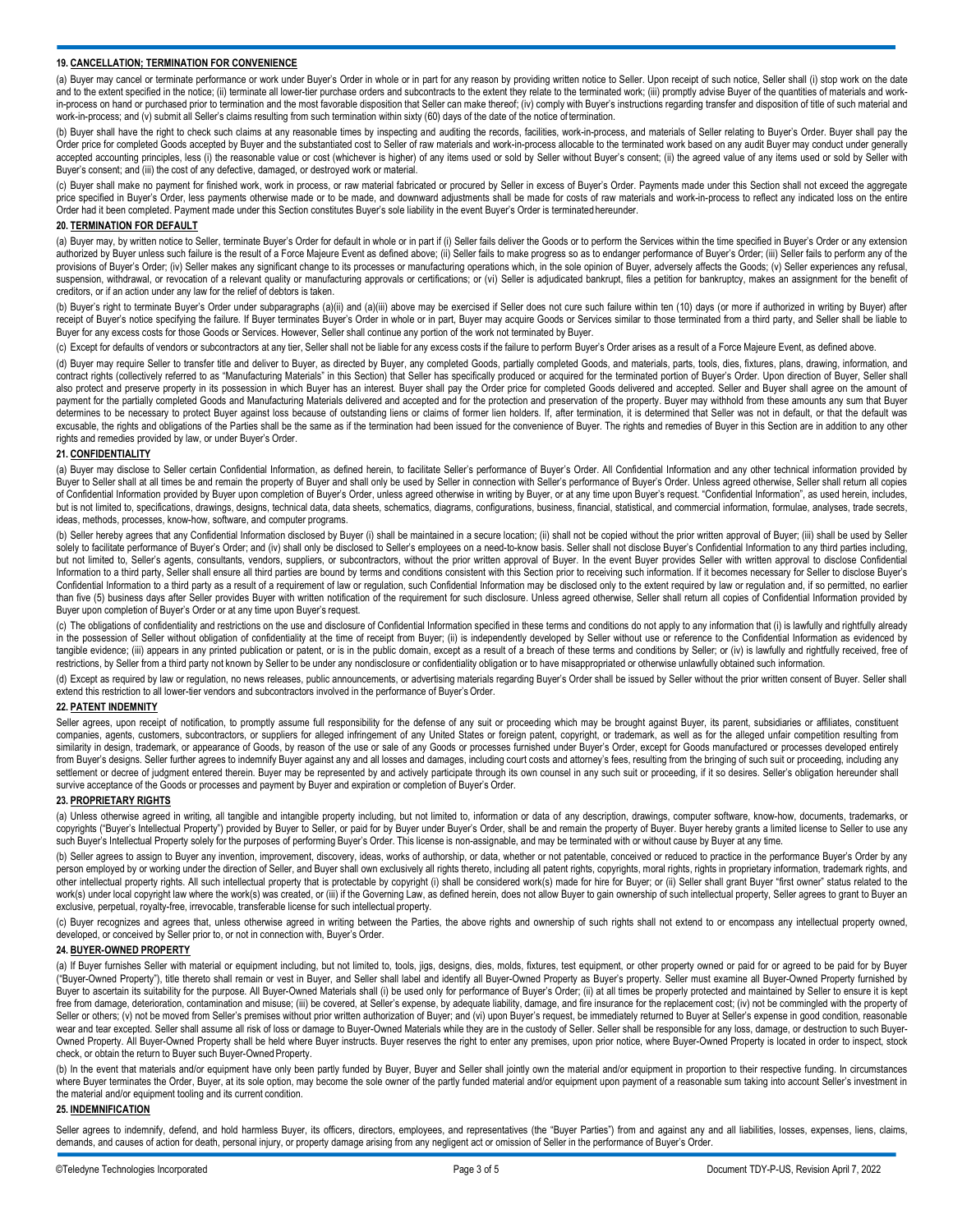### 19. CANCELLATION; TERMINATION FOR CONVENIENCE

(a) Buyer may cancel or terminate performance or work under Buyer's Order in whole or in part for any reason by providing written notice to Seller. Upon receipt of such notice, Seller shall (i) stop work on the date and to the extent specified in the notice; (ii) terminate all lower-tier purchase orders and subcontracts to the extent they relate to the terminated work; (iii) promptly advise Buyer of the quantities of materials and work-in-process on hand or purchased prior to termination and the most favorable disposition that Seller can make thereof; (iv) comply with Buyer's instructions regarding transfer and disposition of title of such material and work-in-process; and (v) submit all Seller's claims resulting from such termination within sixty (60) days of the date of the notice of termination.

(b) Buyer shall have the right to check such claims at any reasonable times by inspecting and auditing the records, facilities, work-in-process, and materials of Seller relating to Buyer's Order. Buyer shall pay the Order price for completed Goods accepted by Buyer and the substantiated cost to Seller of raw materials and work-in-process allocable to the terminated work based on any audit Buyer may conduct under generally accepted accounting principles, less (i) the reasonable value or cost (whichever is higher) of any items used or sold by Seller without Buyer's consent; (ii) the agreed value of any items used or sold by Seller with Buyer's consent; and (iii) the cost of any defective, damaged, or destroyed work or material.

(c) Buyer shall make no payment for finished work, work in process, or raw material fabricated or procured by Seller in excess of Buyer's Order. Payments made under this Section shall not exceed the aggregate price specified in Buyer's Order, less payments otherwise made or to be made, and downward adjustments shall be made for costs of raw materials and work-in-process to reflect any indicated loss on the entire Order had it been completed. Payment made under this Section constitutes Buyer's sole liability in the event Buyer's Order is terminated hereunder.

### 20. TERMINATION FOR DEFAULT

(a) Buyer may, by written notice to Seller, terminate Buyer's Order for default in whole or in part if (i) Seller fails deliver the Goods or to perform the Services within the time specified in Buyer's Order or any extension authorized by Buyer unless such failure is the result of a Force Majeure Event as defined above; (ii) Seller fails to make progress so as to endanger performance of Buyer's Order; (iii) Seller fails to perform any of the provisions of Buyer's Order; (iv) Seller makes any significant change to its processes or manufacturing operations which, in the sole opinion of Buyer, adversely affects the Goods; (v) Seller experiences any refusal, suspension, withdrawal, or revocation of a relevant quality or manufacturing approvals or certifications; or (vi) Seller is adjudicated bankrupt, files a petition for bankruptcy, makes an assignment for the benefit of creditors, or if an action under any law for the relief of debtors is taken.

(b) Buyer's right to terminate Buyer's Order under subparagraphs (a)(ii) and (a)(iii) above may be exercised if Seller does not cure such failure within ten (10) days (or more if authorized in writing by Buyer) after receipt of Buyer's notice specifying the failure. If Buyer terminates Buyer's Order in whole or in part, Buyer may acquire Goods or Services similar to those terminated from a third party, and Seller shall be liable to Buyer for any excess costs for those Goods or Services. However, Seller shall continue any portion of the work not terminated by Buyer.

(c) Except for defaults of vendors or subcontractors at any tier, Seller shall not be liable for any excess costs if the failure to perform Buyer's Order arises as a result of a Force Majeure Event, as defined above.

(d) Buyer may require Seller to transfer title and deliver to Buyer, as directed by Buyer, any completed Goods, partially completed Goods, and materials, parts, tools, dies, fixtures, plans, drawing, information, and contract rights (collectively referred to as "Manufacturing Materials" in this Section) that Seller has specifically produced or acquired for the terminated portion of Buyer's Order. Upon direction of Buyer, Seller shall also protect and preserve property in its possession in which Buyer has an interest. Buyer shall pay the Order price for completed Goods delivered and accepted. Seller and Buyer shall agree on the amount of payment for the partially completed Goods and Manufacturing Materials delivered and accepted and for the protection and preservation of the property. Buyer may withhold from these amounts any sum that Buyer determines to be necessary to protect Buyer against loss because of outstanding liens or claims of former lien holders. If, after termination, it is determined that Seller was not in default, or that the default was excusable, the rights and obligations of the Parties shall be the same as if the termination had been issued for the convenience of Buyer. The rights and remedies of Buyer in this Section are in addition to any other rights and remedies provided by law, or under Buyer's Order.

### 21. CONFIDENTIALITY

(a) Buyer may disclose to Seller certain Confidential Information, as defined herein, to facilitate Seller's performance of Buyer's Order. All Confidential Information and any other technical information provided by Buyer to Seller shall at all times be and remain the property of Buyer and shall only be used by Seller in connection with Seller's performance of Buyer's Order. Unless agreed otherwise, Seller shall return all copies of Confidential Information provided by Buyer upon completion of Buyer's Order, unless agreed otherwise in writing by Buyer, or at any time upon Buyer's request. "Confidential Information", as used herein, includes, but is not limited to, specifications, drawings, designs, technical data, data sheets, schematics, diagrams, configurations, business, financial, statistical, and commercial information, formulae, analyses, trade secrets, ideas, methods, processes, know-how, software, and computer programs.

(b) Seller hereby agrees that any Confidential Information disclosed by Buyer (i) shall be maintained in a secure location; (ii) shall not be copied without the prior written approval of Buyer; (iii) shall be used by Seller solely to facilitate performance of Buyer's Order; and (iv) shall only be disclosed to Seller's employees on a need-to-know basis. Seller shall not disclose Buyer's Confidential Information to any third parties including, but not limited to, Seller's agents, consultants, vendors, suppliers, or subcontractors, without the prior written approval of Buyer. In the event Buyer provides Seller with written approval to disclose Confidential Information to a third party, Seller shall ensure all third parties are bound by terms and conditions consistent with this Section prior to receiving such information. If it becomes necessary for Seller to disclose Buyer's Confidential Information to a third party as a result of a requirement of law or regulation, such Confidential Information may be disclosed only to the extent required by law or regulation and, if so permitted, no earlier than five (5) business days after Seller provides Buyer with written notification of the requirement for such disclosure. Unless agreed otherwise, Seller shall return all copies of Confidential Information provided by Buyer upon completion of Buyer's Order or at any time upon Buyer's request.

(c) The obligations of confidentiality and restrictions on the use and disclosure of Confidential Information specified in these terms and conditions do not apply to any information that (i) is lawfully and rightfully already in the possession of Seller without obligation of confidentiality at the time of receipt from Buyer; (ii) is independently developed by Seller without use or reference to the Confidential Information as evidenced by tangible evidence; (iii) appears in any printed publication or patent, or is in the public domain, except as a result of a breach of these terms and conditions by Seller; or (iv) is lawfully and rightfully received, free of restrictions, by Seller from a third party not known by Seller to be under any nondisclosure or confidentiality obligation or to have misappropriated or otherwise unlawfully obtained such information.

(d) Except as required by law or regulation, no news releases, public announcements, or advertising materials regarding Buyer's Order shall be issued by Seller without the prior written consent of Buyer. Seller shall extend this restriction to all lower-tier vendors and subcontractors involved in the performance of Buyer's Order.

### 22. PATENT INDEMNITY

Seller agrees, upon receipt of notification, to promptly assume full responsibility for the defense of any suit or proceeding which may be brought against Buyer, its parent, subsidiaries or affiliates, constituent companies, agents, customers, subcontractors, or suppliers for alleged infringement of any United States or foreign patent, copyright, or trademark, as well as for the alleged unfair competition resulting from similarity in design, trademark, or appearance of Goods, by reason of the use or sale of any Goods or processes furnished under Buyer's Order, except for Goods manufactured or processes developed entirely from Buyer's designs. Seller further agrees to indemnify Buyer against any and all losses and damages, including court costs and attorney's fees, resulting from the bringing of such suit or proceeding, including any settlement or decree of judgment entered therein. Buyer may be represented by and actively participate through its own counsel in any such suit or proceeding, if it so desires. Seller's obligation hereunder shall survive acceptance of the Goods or processes and payment by Buyer and expiration or completion of Buyer's Order.

### 23. PROPRIETARY RIGHTS

(a) Unless otherwise agreed in writing, all tangible and intangible property including, but not limited to, information or data of any description, drawings, computer software, know-how, documents, trademarks, or copyrights ("Buyer's Intellectual Property") provided by Buyer to Seller, or paid for by Buyer under Buyer's Order, shall be and remain the property of Buyer. Buyer hereby grants a limited license to Seller to use any such Buyer's Intellectual Property solely for the purposes of performing Buyer's Order. This license is non-assignable, and may be terminated with or without cause by Buyer at any time.

(b) Seller agrees to assign to Buyer any invention, improvement, discovery, ideas, works of authorship, or data, whether or not patentable, conceived or reduced to practice in the performance Buyer's Order by any person employed by or working under the direction of Seller, and Buyer shall own exclusively all rights thereto, including all patent rights, copyrights, moral rights, rights in proprietary information, trademark rights, and other intellectual property rights. All such intellectual property that is protectable by copyright (i) shall be considered work(s) made for hire for Buyer; or (ii) Seller shall grant Buyer "first owner" status related to the work(s) under local copyright law where the work(s) was created, or (iii) if the Governing Law, as defined herein, does not allow Buyer to gain ownership of such intellectual property, Seller agrees to grant to Buyer an exclusive, perpetual, royalty-free, irrevocable, transferable license for such intellectual property.

(c) Buyer recognizes and agrees that, unless otherwise agreed in writing between the Parties, the above rights and ownership of such rights shall not extend to or encompass any intellectual property owned, developed, or conceived by Seller prior to, or not in connection with, Buyer's Order.

### 24. BUYER-OWNED PROPERTY

(a) If Buyer furnishes Seller with material or equipment including, but not limited to, tools, jigs, designs, dies, molds, fixtures, test equipment, or other property owned or paid for or agreed to be paid for by Buyer ("Buyer-Owned Property"), title thereto shall remain or vest in Buyer, and Seller shall label and identify all Buyer-Owned Property as Buyer's property. Seller must examine all Buyer-Owned Property furnished by Buyer to ascertain its suitability for the purpose. All Buyer-Owned Materials shall (i) be used only for performance of Buyer's Order; (ii) at all times be properly protected and maintained by Seller to ensure it is kept free from damage, deterioration, contamination and misuse; (iii) be covered, at Seller's expense, by adequate liability, damage, and fire insurance for the replacement cost; (iv) not be commingled with the property of Seller or others; (v) not be moved from Seller's premises without prior written authorization of Buyer; and (vi) upon Buyer's request, be immediately returned to Buyer at Seller's expense in good condition, reasonable wear and tear excepted. Seller shall assume all risk of loss or damage to Buyer-Owned Materials while they are in the custody of Seller. Seller shall be responsible for any loss, damage, or destruction to such Buyer-Owned Property. All Buyer-Owned Property shall be held where Buyer instructs. Buyer reserves the right to enter any premises, upon prior notice, where Buyer-Owned Property is located in order to inspect, stock check, or obtain the return to Buyer such Buyer-Owned Property.

(b) In the event that materials and/or equipment have only been partly funded by Buyer, Buyer and Seller shall jointly own the material and/or equipment in proportion to their respective funding. In circumstances where Buyer terminates the Order, Buyer, at its sole option, may become the sole owner of the partly funded material and/or equipment upon payment of a reasonable sum taking into account Seller's investment in the material and/or equipment tooling and its current condition.

### 25. INDEMNIFICATION

Seller agrees to indemnify, defend, and hold harmless Buyer, its officers, directors, employees, and representatives (the "Buyer Parties") from and against any and all liabilities, losses, expenses, liens, claims, demands, and causes of action for death, personal injury, or property damage arising from any negligent act or omission of Seller in the performance of Buyer's Order.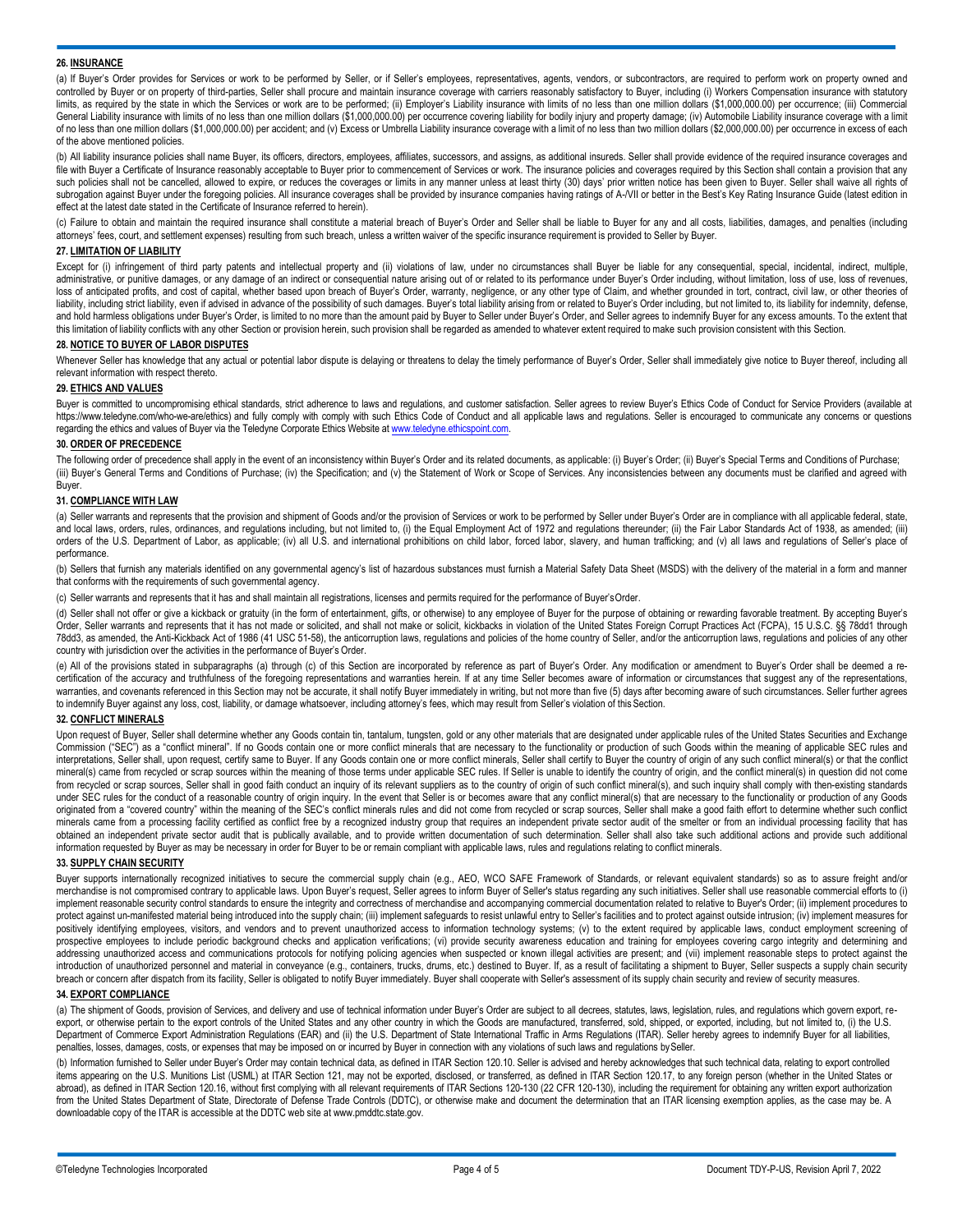**26. INSURANCE**

(a) If Buyer's Order provides for Services or work to be performed by Seller, or if Seller's employees, representatives, agents, vendors, or subcontractors, are required to perform work on property owned and controlled by Buyer or on property of third-parties, Seller shall procure and maintain insurance coverage with carriers reasonably satisfactory to Buyer, including (i) Workers Compensation insurance with statutory limits, as required by the state in which the Services or work are to be performed; (ii) Employer's Liability insurance with limits of no less than one million dollars ($1,000,000.00) per occurrence; (iii) Commercial General Liability insurance with limits of no less than one million dollars ($1,000,000.00) per occurrence covering liability for bodily injury and property damage; (iv) Automobile Liability insurance coverage with a limit of no less than one million dollars ($1,000,000.00) per accident; and (v) Excess or Umbrella Liability insurance coverage with a limit of no less than two million dollars ($2,000,000.00) per occurrence in excess of each of the above mentioned policies.

(b) All liability insurance policies shall name Buyer, its officers, directors, employees, affiliates, successors, and assigns, as additional insureds. Seller shall provide evidence of the required insurance coverages and file with Buyer a Certificate of Insurance reasonably acceptable to Buyer prior to commencement of Services or work. The insurance policies and coverages required by this Section shall contain a provision that any such policies shall not be cancelled, allowed to expire, or reduces the coverages or limits in any manner unless at least thirty (30) days' prior written notice has been given to Buyer. Seller shall waive all rights of subrogation against Buyer under the foregoing policies. All insurance coverages shall be provided by insurance companies having ratings of A-/VII or better in the Best's Key Rating Insurance Guide (latest edition in effect at the latest date stated in the Certificate of Insurance referred to herein).

(c) Failure to obtain and maintain the required insurance shall constitute a material breach of Buyer's Order and Seller shall be liable to Buyer for any and all costs, liabilities, damages, and penalties (including attorneys' fees, court, and settlement expenses) resulting from such breach, unless a written waiver of the specific insurance requirement is provided to Seller by Buyer.

**27. LIMITATION OF LIABILITY**

Except for (i) infringement of third party patents and intellectual property and (ii) violations of law, under no circumstances shall Buyer be liable for any consequential, special, incidental, indirect, multiple, administrative, or punitive damages, or any damage of an indirect or consequential nature arising out of or related to its performance under Buyer's Order including, without limitation, loss of use, loss of revenues, loss of anticipated profits, and cost of capital, whether based upon breach of Buyer's Order, warranty, negligence, or any other type of Claim, and whether grounded in tort, contract, civil law, or other theories of liability, including strict liability, even if advised in advance of the possibility of such damages. Buyer's total liability arising from or related to Buyer's Order including, but not limited to, its liability for indemnity, defense, and hold harmless obligations under Buyer's Order, is limited to no more than the amount paid by Buyer to Seller under Buyer's Order, and Seller agrees to indemnify Buyer for any excess amounts. To the extent that this limitation of liability conflicts with any other Section or provision herein, such provision shall be regarded as amended to whatever extent required to make such provision consistent with this Section.

**28. NOTICE TO BUYER OF LABOR DISPUTES**

Whenever Seller has knowledge that any actual or potential labor dispute is delaying or threatens to delay the timely performance of Buyer's Order, Seller shall immediately give notice to Buyer thereof, including all relevant information with respect thereto.

**29. ETHICS AND VALUES**

Buyer is committed to uncompromising ethical standards, strict adherence to laws and regulations, and customer satisfaction. Seller agrees to review Buyer's Ethics Code of Conduct for Service Providers (available at https://www.teledyne.com/who-we-are/ethics) and fully comply with comply with such Ethics Code of Conduct and all applicable laws and regulations. Seller is encouraged to communicate any concerns or questions regarding the ethics and values of Buyer via the Teledyne Corporate Ethics Website at www.teledyne.ethicspoint.com.

**30. ORDER OF PRECEDENCE**

The following order of precedence shall apply in the event of an inconsistency within Buyer's Order and its related documents, as applicable: (i) Buyer's Order; (ii) Buyer's Special Terms and Conditions of Purchase; (iii) Buyer's General Terms and Conditions of Purchase; (iv) the Specification; and (v) the Statement of Work or Scope of Services. Any inconsistencies between any documents must be clarified and agreed with Buyer.

**31. COMPLIANCE WITH LAW**

(a) Seller warrants and represents that the provision and shipment of Goods and/or the provision of Services or work to be performed by Seller under Buyer's Order are in compliance with all applicable federal, state, and local laws, orders, rules, ordinances, and regulations including, but not limited to, (i) the Equal Employment Act of 1972 and regulations thereunder; (ii) the Fair Labor Standards Act of 1938, as amended; (iii) orders of the U.S. Department of Labor, as applicable; (iv) all U.S. and international prohibitions on child labor, forced labor, slavery, and human trafficking; and (v) all laws and regulations of Seller's place of performance.

(b) Sellers that furnish any materials identified on any governmental agency's list of hazardous substances must furnish a Material Safety Data Sheet (MSDS) with the delivery of the material in a form and manner that conforms with the requirements of such governmental agency.

(c) Seller warrants and represents that it has and shall maintain all registrations, licenses and permits required for the performance of Buyer's Order.

(d) Seller shall not offer or give a kickback or gratuity (in the form of entertainment, gifts, or otherwise) to any employee of Buyer for the purpose of obtaining or rewarding favorable treatment. By accepting Buyer's Order, Seller warrants and represents that it has not made or solicited, and shall not make or solicit, kickbacks in violation of the United States Foreign Corrupt Practices Act (FCPA), 15 U.S.C. §§ 78dd1 through 78dd3, as amended, the Anti-Kickback Act of 1986 (41 USC 51-58), the anticorruption laws, regulations and policies of the home country of Seller, and/or the anticorruption laws, regulations and policies of any other country with jurisdiction over the activities in the performance of Buyer's Order.

(e) All of the provisions stated in subparagraphs (a) through (c) of this Section are incorporated by reference as part of Buyer's Order. Any modification or amendment to Buyer's Order shall be deemed a re-certification of the accuracy and truthfulness of the foregoing representations and warranties herein. If at any time Seller becomes aware of information or circumstances that suggest any of the representations, warranties, and covenants referenced in this Section may not be accurate, it shall notify Buyer immediately in writing, but not more than five (5) days after becoming aware of such circumstances. Seller further agrees to indemnify Buyer against any loss, cost, liability, or damage whatsoever, including attorney's fees, which may result from Seller's violation of this Section.

**32. CONFLICT MINERALS**

Upon request of Buyer, Seller shall determine whether any Goods contain tin, tantalum, tungsten, gold or any other materials that are designated under applicable rules of the United States Securities and Exchange Commission ("SEC") as a "conflict mineral". If no Goods contain one or more conflict minerals that are necessary to the functionality or production of such Goods within the meaning of applicable SEC rules and interpretations, Seller shall, upon request, certify same to Buyer. If any Goods contain one or more conflict minerals, Seller shall certify to Buyer the country of origin of any such conflict mineral(s) or that the conflict mineral(s) came from recycled or scrap sources within the meaning of those terms under applicable SEC rules. If Seller is unable to identify the country of origin, and the conflict mineral(s) in question did not come from recycled or scrap sources, Seller shall in good faith conduct an inquiry of its relevant suppliers as to the country of origin of such conflict mineral(s), and such inquiry shall comply with then-existing standards under SEC rules for the conduct of a reasonable country of origin inquiry. In the event that Seller is or becomes aware that any conflict mineral(s) that are necessary to the functionality or production of any Goods originated from a "covered country" within the meaning of the SEC's conflict minerals rules and did not come from recycled or scrap sources, Seller shall make a good faith effort to determine whether such conflict minerals came from a processing facility certified as conflict free by a recognized industry group that requires an independent private sector audit of the smelter or from an individual processing facility that has obtained an independent private sector audit that is publically available, and to provide written documentation of such determination. Seller shall also take such additional actions and provide such additional information requested by Buyer as may be necessary in order for Buyer to be or remain compliant with applicable laws, rules and regulations relating to conflict minerals.

**33. SUPPLY CHAIN SECURITY**

Buyer supports internationally recognized initiatives to secure the commercial supply chain (e.g., AEO, WCO SAFE Framework of Standards, or relevant equivalent standards) so as to assure freight and/or merchandise is not compromised contrary to applicable laws. Upon Buyer's request, Seller agrees to inform Buyer of Seller's status regarding any such initiatives. Seller shall use reasonable commercial efforts to (i) implement reasonable security control standards to ensure the integrity and correctness of merchandise and accompanying commercial documentation related to relative to Buyer's Order; (ii) implement procedures to protect against un-manifested material being introduced into the supply chain; (iii) implement safeguards to resist unlawful entry to Seller's facilities and to protect against outside intrusion; (iv) implement measures for positively identifying employees, visitors, and vendors and to prevent unauthorized access to information technology systems; (v) to the extent required by applicable laws, conduct employment screening of prospective employees to include periodic background checks and application verifications; (vi) provide security awareness education and training for employees covering cargo integrity and determining and addressing unauthorized access and communications protocols for notifying policing agencies when suspected or known illegal activities are present; and (vii) implement reasonable steps to protect against the introduction of unauthorized personnel and material in conveyance (e.g., containers, trucks, drums, etc.) destined to Buyer. If, as a result of facilitating a shipment to Buyer, Seller suspects a supply chain security breach or concern after dispatch from its facility, Seller is obligated to notify Buyer immediately. Buyer shall cooperate with Seller's assessment of its supply chain security and review of security measures.

**34. EXPORT COMPLIANCE**

(a) The shipment of Goods, provision of Services, and delivery and use of technical information under Buyer's Order are subject to all decrees, statutes, laws, legislation, rules, and regulations which govern export, re-export, or otherwise pertain to the export controls of the United States and any other country in which the Goods are manufactured, transferred, sold, shipped, or exported, including, but not limited to, (i) the U.S. Department of Commerce Export Administration Regulations (EAR) and (ii) the U.S. Department of State International Traffic in Arms Regulations (ITAR). Seller hereby agrees to indemnify Buyer for all liabilities, penalties, losses, damages, costs, or expenses that may be imposed on or incurred by Buyer in connection with any violations of such laws and regulations by Seller.

(b) Information furnished to Seller under Buyer's Order may contain technical data, as defined in ITAR Section 120.10. Seller is advised and hereby acknowledges that such technical data, relating to export controlled items appearing on the U.S. Munitions List (USML) at ITAR Section 121, may not be exported, disclosed, or transferred, as defined in ITAR Section 120.17, to any foreign person (whether in the United States or abroad), as defined in ITAR Section 120.16, without first complying with all relevant requirements of ITAR Sections 120-130 (22 CFR 120-130), including the requirement for obtaining any written export authorization from the United States Department of State, Directorate of Defense Trade Controls (DDTC), or otherwise make and document the determination that an ITAR licensing exemption applies, as the case may be. A downloadable copy of the ITAR is accessible at the DDTC web site at www.pmddtc.state.gov.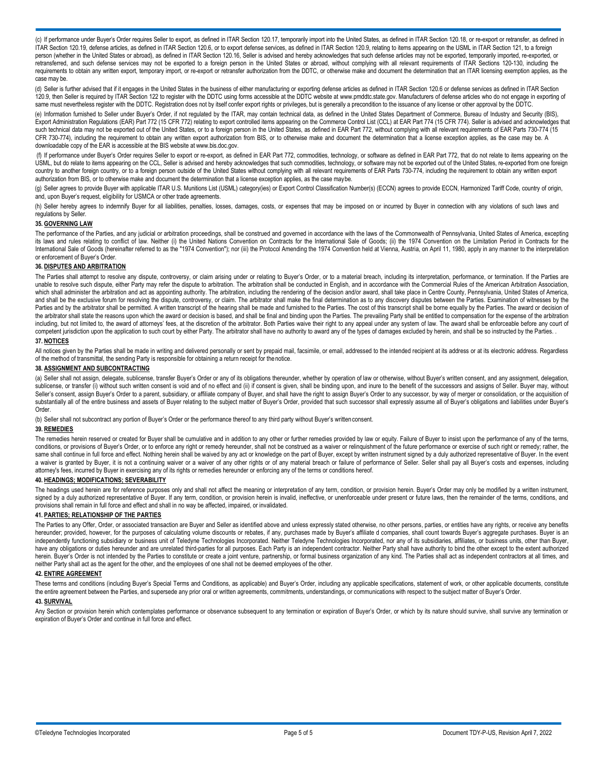(c) If performance under Buyer's Order requires Seller to export, as defined in ITAR Section 120.17, temporarily import into the United States, as defined in ITAR Section 120.18, or re-export or retransfer, as defined in ITAR Section 120.19, defense articles, as defined in ITAR Section 120.6, or to export defense services, as defined in ITAR Section 120.9, relating to items appearing on the USML in ITAR Section 121, to a foreign person (whether in the United States or abroad), as defined in ITAR Section 120.16, Seller is advised and hereby acknowledges that such defense articles may not be exported, temporarily imported, re-exported, or retransferred, and such defense services may not be exported to a foreign person in the United States or abroad, without complying with all relevant requirements of ITAR Sections 120-130, including the requirements to obtain any written export, temporary import, or re-export or retransfer authorization from the DDTC, or otherwise make and document the determination that an ITAR licensing exemption applies, as the case may be.

(d) Seller is further advised that if it engages in the United States in the business of either manufacturing or exporting defense articles as defined in ITAR Section 120.6 or defense services as defined in ITAR Section 120.9, then Seller is required by ITAR Section 122 to register with the DDTC using forms accessible at the DDTC website at www.pmddtc.state.gov. Manufacturers of defense articles who do not engage in exporting of same must nevertheless register with the DDTC. Registration does not by itself confer export rights or privileges, but is generally a precondition to the issuance of any license or other approval by the DDTC.

(e) Information furnished to Seller under Buyer's Order, if not regulated by the ITAR, may contain technical data, as defined in the United States Department of Commerce, Bureau of Industry and Security (BIS), Export Administration Regulations (EAR) Part 772 (15 CFR 772) relating to export controlled items appearing on the Commerce Control List (CCL) at EAR Part 774 (15 CFR 774). Seller is advised and acknowledges that such technical data may not be exported out of the United States, or to a foreign person in the United States, as defined in EAR Part 772, without complying with all relevant requirements of EAR Parts 730-774 (15 CFR 730-774), including the requirement to obtain any written export authorization from BIS, or to otherwise make and document the determination that a license exception applies, as the case may be. A downloadable copy of the EAR is accessible at the BIS website at www.bis.doc.gov.

(f) If performance under Buyer's Order requires Seller to export or re-export, as defined in EAR Part 772, commodities, technology, or software as defined in EAR Part 772, that do not relate to items appearing on the USML, but do relate to items appearing on the CCL, Seller is advised and hereby acknowledges that such commodities, technology, or software may not be exported out of the United States, re-exported from one foreign country to another foreign country, or to a foreign person outside of the United States without complying with all relevant requirements of EAR Parts 730-774, including the requirement to obtain any written export authorization from BIS, or to otherwise make and document the determination that a license exception applies, as the case may be.

(g) Seller agrees to provide Buyer with applicable ITAR U.S. Munitions List (USML) category(ies) or Export Control Classification Number(s) (ECCN) agrees to provide ECCN, Harmonized Tariff Code, country of origin, and, upon Buyer's request, eligibility for USMCA or other trade agreements.

(h) Seller hereby agrees to indemnify Buyer for all liabilities, penalties, losses, damages, costs, or expenses that may be imposed on or incurred by Buyer in connection with any violations of such laws and regulations by Seller.

### 35. GOVERNING LAW

The performance of the Parties, and any judicial or arbitration proceedings, shall be construed and governed in accordance with the laws of the Commonwealth of Pennsylvania, United States of America, excepting its laws and rules relating to conflict of law. Neither (i) the United Nations Convention on Contracts for the International Sale of Goods; (ii) the 1974 Convention on the Limitation Period in Contracts for the International Sale of Goods (hereinafter referred to as the "1974 Convention"); nor (iii) the Protocol Amending the 1974 Convention held at Vienna, Austria, on April 11, 1980, apply in any manner to the interpretation or enforcement of Buyer's Order.

### 36. DISPUTES AND ARBITRATION

The Parties shall attempt to resolve any dispute, controversy, or claim arising under or relating to Buyer's Order, or to a material breach, including its interpretation, performance, or termination. If the Parties are unable to resolve such dispute, either Party may refer the dispute to arbitration. The arbitration shall be conducted in English, and in accordance with the Commercial Rules of the American Arbitration Association, which shall administer the arbitration and act as appointing authority. The arbitration, including the rendering of the decision and/or award, shall take place in Centre County, Pennsylvania, United States of America, and shall be the exclusive forum for resolving the dispute, controversy, or claim. The arbitrator shall make the final determination as to any discovery disputes between the Parties. Examination of witnesses by the Parties and by the arbitrator shall be permitted. A written transcript of the hearing shall be made and furnished to the Parties. The cost of this transcript shall be borne equally by the Parties. The award or decision of the arbitrator shall state the reasons upon which the award or decision is based, and shall be final and binding upon the Parties. The prevailing Party shall be entitled to compensation for the expense of the arbitration including, but not limited to, the award of attorneys' fees, at the discretion of the arbitrator. Both Parties waive their right to any appeal under any system of law. The award shall be enforceable before any court of competent jurisdiction upon the application to such court by either Party. The arbitrator shall have no authority to award any of the types of damages excluded by herein, and shall be so instructed by the Parties. .

### 37. NOTICES

All notices given by the Parties shall be made in writing and delivered personally or sent by prepaid mail, facsimile, or email, addressed to the intended recipient at its address or at its electronic address. Regardless of the method of transmittal, the sending Party is responsible for obtaining a return receipt for the notice.

### 38. ASSIGNMENT AND SUBCONTRACTING

(a) Seller shall not assign, delegate, sublicense, transfer Buyer's Order or any of its obligations thereunder, whether by operation of law or otherwise, without Buyer's written consent, and any assignment, delegation, sublicense, or transfer (i) without such written consent is void and of no effect and (ii) if consent is given, shall be binding upon, and inure to the benefit of the successors and assigns of Seller. Buyer may, without Seller's consent, assign Buyer's Order to a parent, subsidiary, or affiliate company of Buyer, and shall have the right to assign Buyer's Order to any successor, by way of merger or consolidation, or the acquisition of substantially all of the entire business and assets of Buyer relating to the subject matter of Buyer's Order, provided that such successor shall expressly assume all of Buyer's obligations and liabilities under Buyer's Order.

(b) Seller shall not subcontract any portion of Buyer's Order or the performance thereof to any third party without Buyer's written consent.

### 39. REMEDIES

The remedies herein reserved or created for Buyer shall be cumulative and in addition to any other or further remedies provided by law or equity. Failure of Buyer to insist upon the performance of any of the terms, conditions, or provisions of Buyer's Order, or to enforce any right or remedy hereunder, shall not be construed as a waiver or relinquishment of the future performance or exercise of such right or remedy; rather, the same shall continue in full force and effect. Nothing herein shall be waived by any act or knowledge on the part of Buyer, except by written instrument signed by a duly authorized representative of Buyer. In the event a waiver is granted by Buyer, it is not a continuing waiver or a waiver of any other rights or of any material breach or failure of performance of Seller. Seller shall pay all Buyer's costs and expenses, including attorney's fees, incurred by Buyer in exercising any of its rights or remedies hereunder or enforcing any of the terms or conditions hereof.

### 40. HEADINGS; MODIFICATIONS; SEVERABILITY

The headings used herein are for reference purposes only and shall not affect the meaning or interpretation of any term, condition, or provision herein. Buyer's Order may only be modified by a written instrument, signed by a duly authorized representative of Buyer. If any term, condition, or provision herein is invalid, ineffective, or unenforceable under present or future laws, then the remainder of the terms, conditions, and provisions shall remain in full force and effect and shall in no way be affected, impaired, or invalidated.

### 41. PARTIES; RELATIONSHIP OF THE PARTIES

The Parties to any Offer, Order, or associated transaction are Buyer and Seller as identified above and unless expressly stated otherwise, no other persons, parties, or entities have any rights, or receive any benefits hereunder; provided, however, for the purposes of calculating volume discounts or rebates, if any, purchases made by Buyer's affiliate d companies, shall count towards Buyer's aggregate purchases. Buyer is an independently functioning subsidiary or business unit of Teledyne Technologies Incorporated. Neither Teledyne Technologies Incorporated, nor any of its subsidiaries, affiliates, or business units, other than Buyer, have any obligations or duties hereunder and are unrelated third-parties for all purposes. Each Party is an independent contractor. Neither Party shall have authority to bind the other except to the extent authorized herein. Buyer's Order is not intended by the Parties to constitute or create a joint venture, partnership, or formal business organization of any kind. The Parties shall act as independent contractors at all times, and neither Party shall act as the agent for the other, and the employees of one shall not be deemed employees of the other.

### 42. ENTIRE AGREEMENT

These terms and conditions (including Buyer's Special Terms and Conditions, as applicable) and Buyer's Order, including any applicable specifications, statement of work, or other applicable documents, constitute the entire agreement between the Parties, and supersede any prior oral or written agreements, commitments, understandings, or communications with respect to the subject matter of Buyer's Order.

### 43. SURVIVAL

Any Section or provision herein which contemplates performance or observance subsequent to any termination or expiration of Buyer's Order, or which by its nature should survive, shall survive any termination or expiration of Buyer's Order and continue in full force and effect.